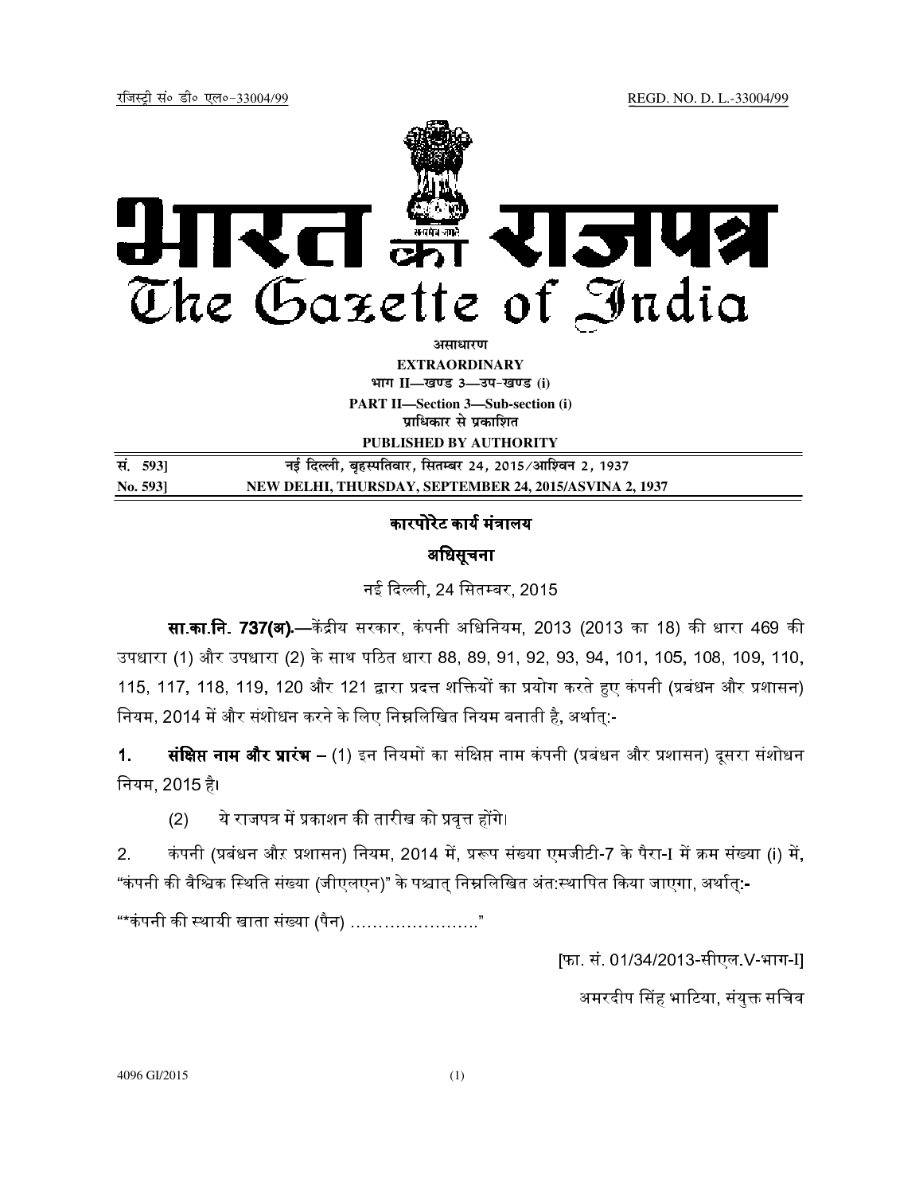रजिस्ट्री सं० डी० एल०-33004/99 REGD. NO. D. L.-33004/99

# भारत का राजपत्र
# The Gazette of India

**असाधारण**
**EXTRAORDINARY**
**भाग II—खण्ड 3—उप-खण्ड (i)**
**PART II—Section 3—Sub-section (i)**
**प्राधिकार से प्रकाशित**
**PUBLISHED BY AUTHORITY**

| सं. 593] | नई दिल्ली, बृहस्पतिवार, सितम्बर 24, 2015/आश्विन 2, 1937 |
|---|---|
| **No. 593]** | **NEW DELHI, THURSDAY, SEPTEMBER 24, 2015/ASVINA 2, 1937** |

## कारपोरेट कार्य मंत्रालय

## अधिसूचना

नई दिल्ली, 24 सितम्बर, 2015

**सा.का.नि. 737(अ).**—केंद्रीय सरकार, कंपनी अधिनियम, 2013 (2013 का 18) की धारा 469 की उपधारा (1) और उपधारा (2) के साथ पठित धारा 88, 89, 91, 92, 93, 94, 101, 105, 108, 109, 110, 115, 117, 118, 119, 120 और 121 द्वारा प्रदत्त शक्तियों का प्रयोग करते हुए कंपनी (प्रबंधन और प्रशासन) नियम, 2014 में और संशोधन करने के लिए निम्नलिखित नियम बनाती है, अर्थात्:-

**1. संक्षिप्त नाम और प्रारंभ** – (1) इन नियमों का संक्षिप्त नाम कंपनी (प्रबंधन और प्रशासन) दूसरा संशोधन नियम, 2015 है।

(2) ये राजपत्र में प्रकाशन की तारीख को प्रवृत्त होंगे।

2. कंपनी (प्रबंधन और प्रशासन) नियम, 2014 में, प्ररूप संख्या एमजीटी-7 के पैरा-I में क्रम संख्या (i) में, "कंपनी की वैश्विक स्थिति संख्या (जीएलएन)" के पश्चात् निम्नलिखित अंत:स्थापित किया जाएगा, अर्थात्:-

""कंपनी की स्थायी खाता संख्या (पैन) ……………………"

[फा. सं. 01/34/2013-सीएल.V-भाग-I]

अमरदीप सिंह भाटिया, संयुक्त सचिव

4096 GI/2015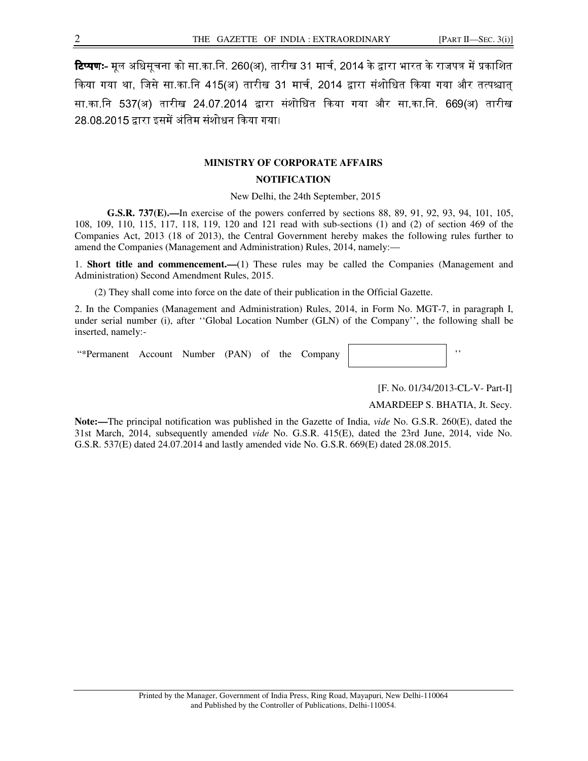**टिप्पणः-** मूल अधिसूचना को सा.का.नि. 260(अ), तारीख 31 मार्च, 2014 के द्वारा भारत के राजपत्र में प्रकाशित किया गया था, जिसे सा.का.नि 415(अ) तारीख 31 मार्च, 2014 द्वारा संशोधित किया गया और तत्पश्चात् सा.का.नि 537(अ) तारीख 24.07.2014 द्वारा संशोधित किया गया और सा.का.नि. 669(अ) तारीख 28.08.2015 द्वारा इसमें अंतिम संशोधन किया गया।

**MINISTRY OF CORPORATE AFFAIRS**

**NOTIFICATION**

New Delhi, the 24th September, 2015

**G.S.R. 737(E).—**In exercise of the powers conferred by sections 88, 89, 91, 92, 93, 94, 101, 105, 108, 109, 110, 115, 117, 118, 119, 120 and 121 read with sub-sections (1) and (2) of section 469 of the Companies Act, 2013 (18 of 2013), the Central Government hereby makes the following rules further to amend the Companies (Management and Administration) Rules, 2014, namely:—

1. **Short title and commencement.—**(1) These rules may be called the Companies (Management and Administration) Second Amendment Rules, 2015.

(2) They shall come into force on the date of their publication in the Official Gazette.

2. In the Companies (Management and Administration) Rules, 2014, in Form No. MGT-7, in paragraph I, under serial number (i), after ''Global Location Number (GLN) of the Company'', the following shall be inserted, namely:-

"*Permanent Account Number (PAN) of the Company [ ] ''

[F. No. 01/34/2013-CL-V- Part-I]

AMARDEEP S. BHATIA, Jt. Secy.

**Note:—**The principal notification was published in the Gazette of India, *vide* No. G.S.R. 260(E), dated the 31st March, 2014, subsequently amended *vide* No. G.S.R. 415(E), dated the 23rd June, 2014, vide No. G.S.R. 537(E) dated 24.07.2014 and lastly amended vide No. G.S.R. 669(E) dated 28.08.2015.

Printed by the Manager, Government of India Press, Ring Road, Mayapuri, New Delhi-110064 and Published by the Controller of Publications, Delhi-110054.